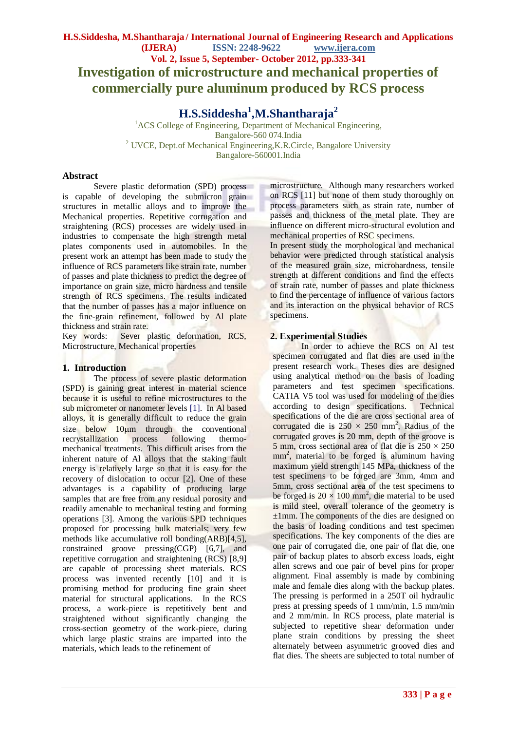# Investigation of microstructure and mechanical properties of commercially pure aluminum produced by RCS process

**H.S.Siddesha[1],M.Shantharaja[2]**

[1]ACS College of Engineering, Department of Mechanical Engineering, Bangalore-560 074.India

[2] UVCE, Dept.of Mechanical Engineering,K.R.Circle, Bangalore University Bangalore-560001.India

## Abstract

Severe plastic deformation (SPD) process is capable of developing the submicron grain structures in metallic alloys and to improve the Mechanical properties. Repetitive corrugation and straightening (RCS) processes are widely used in industries to compensate the high strength metal plates components used in automobiles. In the present work an attempt has been made to study the influence of RCS parameters like strain rate, number of passes and plate thickness to predict the degree of importance on grain size, micro hardness and tensile strength of RCS specimens. The results indicated that the number of passes has a major influence on the fine-grain refinement, followed by Al plate thickness and strain rate.

Key words: Sever plastic deformation, RCS, Microstructure, Mechanical properties

## 1. Introduction

The process of severe plastic deformation (SPD) is gaining great interest in material science because it is useful to refine microstructures to the sub micrometer or nanometer levels [1]. In Al based alloys, it is generally difficult to reduce the grain size below 10μm through the conventional recrystallization process following thermo-mechanical treatments. This difficult arises from the inherent nature of Al alloys that the staking fault energy is relatively large so that it is easy for the recovery of dislocation to occur [2]. One of these advantages is a capability of producing large samples that are free from any residual porosity and readily amenable to mechanical testing and forming operations [3]. Among the various SPD techniques proposed for processing bulk materials; very few methods like accumulative roll bonding(ARB)[4,5], constrained groove pressing(CGP) [6,7], and repetitive corrugation and straightening (RCS) [8,9] are capable of processing sheet materials. RCS process was invented recently [10] and it is promising method for producing fine grain sheet material for structural applications. In the RCS process, a work-piece is repetitively bent and straightened without significantly changing the cross-section geometry of the work-piece, during which large plastic strains are imparted into the materials, which leads to the refinement of microstructure. Although many researchers worked on RCS [11] but none of them study thoroughly on process parameters such as strain rate, number of passes and thickness of the metal plate. They are influence on different micro-structural evolution and mechanical properties of RSC specimens.

In present study the morphological and mechanical behavior were predicted through statistical analysis of the measured grain size, microhardness, tensile strength at different conditions and find the effects of strain rate, number of passes and plate thickness to find the percentage of influence of various factors and its interaction on the physical behavior of RCS specimens.

## 2. Experimental Studies

In order to achieve the RCS on Al test specimen corrugated and flat dies are used in the present research work. Theses dies are designed using analytical method on the basis of loading parameters and test specimen specifications. CATIA V5 tool was used for modeling of the dies according to design specifications. Technical specifications of the die are cross sectional area of corrugated die is 250 × 250 mm$^2$, Radius of the corrugated groves is 20 mm, depth of the groove is 5 mm, cross sectional area of flat die is 250 × 250 mm$^2$, material to be forged is aluminum having maximum yield strength 145 MPa, thickness of the test specimens to be forged are 3mm, 4mm and 5mm, cross sectional area of the test specimens to be forged is 20 × 100 mm$^2$, die material to be used is mild steel, overall tolerance of the geometry is ±1mm. The components of the dies are designed on the basis of loading conditions and test specimen specifications. The key components of the dies are one pair of corrugated die, one pair of flat die, one pair of backup plates to absorb excess loads, eight allen screws and one pair of bevel pins for proper alignment. Final assembly is made by combining male and female dies along with the backup plates. The pressing is performed in a 250T oil hydraulic press at pressing speeds of 1 mm/min, 1.5 mm/min and 2 mm/min. In RCS process, plate material is subjected to repetitive shear deformation under plane strain conditions by pressing the sheet alternately between asymmetric grooved dies and flat dies. The sheets are subjected to total number of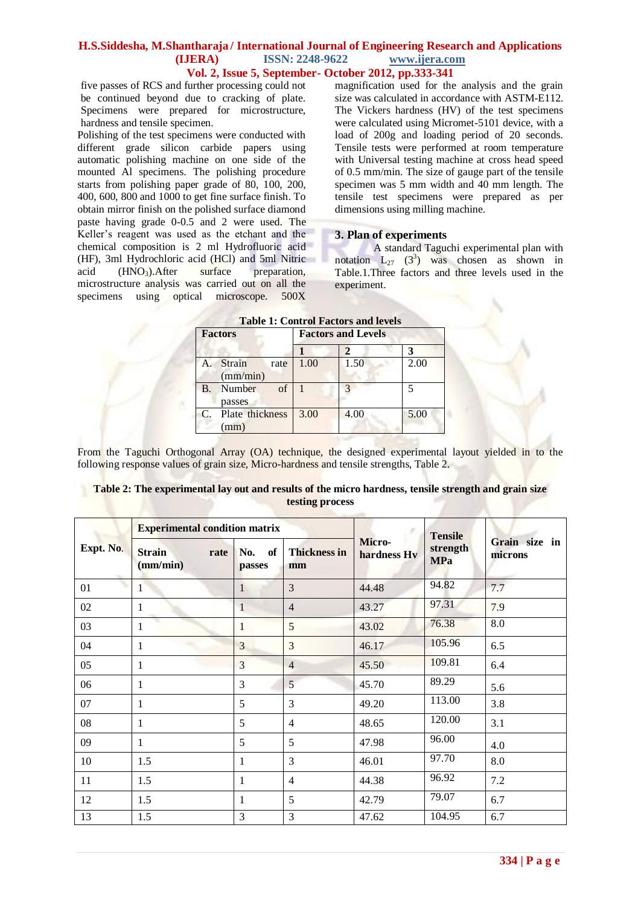five passes of RCS and further processing could not be continued beyond due to cracking of plate. Specimens were prepared for microstructure, hardness and tensile specimen.

Polishing of the test specimens were conducted with different grade silicon carbide papers using automatic polishing machine on one side of the mounted Al specimens. The polishing procedure starts from polishing paper grade of 80, 100, 200, 400, 600, 800 and 1000 to get fine surface finish. To obtain mirror finish on the polished surface diamond paste having grade 0-0.5 and 2 were used. The Keller's reagent was used as the etchant and the chemical composition is 2 ml Hydrofluoric acid (HF), 3ml Hydrochloric acid (HCl) and 5ml Nitric acid ($HNO_3$).After surface preparation, microstructure analysis was carried out on all the specimens using optical microscope. 500X magnification used for the analysis and the grain size was calculated in accordance with ASTM-E112. The Vickers hardness (HV) of the test specimens were calculated using Micromet-5101 device, with a load of 200g and loading period of 20 seconds. Tensile tests were performed at room temperature with Universal testing machine at cross head speed of 0.5 mm/min. The size of gauge part of the tensile specimen was 5 mm width and 40 mm length. The tensile test specimens were prepared as per dimensions using milling machine.

## 3. Plan of experiments

A standard Taguchi experimental plan with notation $L_{27}$ $(3^3)$ was chosen as shown in Table.1.Three factors and three levels used in the experiment.

**Table 1: Control Factors and levels**

| Factors | Factors and Levels | | |
|---|---|---|---|
| | 1 | 2 | 3 |
| A. Strain rate (mm/min) | 1.00 | 1.50 | 2.00 |
| B. Number of passes | 1 | 3 | 5 |
| C. Plate thickness (mm) | 3.00 | 4.00 | 5.00 |

From the Taguchi Orthogonal Array (OA) technique, the designed experimental layout yielded in to the following response values of grain size, Micro-hardness and tensile strengths, Table 2.

**Table 2: The experimental lay out and results of the micro hardness, tensile strength and grain size testing process**

| Expt. No. | Experimental condition matrix | | | Micro-hardness Hv | Tensile strength MPa | Grain size in microns |
|---|---|---|---|---|---|---|
| | Strain rate (mm/min) | No. of passes | Thickness in mm | | | |
| 01 | 1 | 1 | 3 | 44.48 | 94.82 | 7.7 |
| 02 | 1 | 1 | 4 | 43.27 | 97.31 | 7.9 |
| 03 | 1 | 1 | 5 | 43.02 | 76.38 | 8.0 |
| 04 | 1 | 3 | 3 | 46.17 | 105.96 | 6.5 |
| 05 | 1 | 3 | 4 | 45.50 | 109.81 | 6.4 |
| 06 | 1 | 3 | 5 | 45.70 | 89.29 | 5.6 |
| 07 | 1 | 5 | 3 | 49.20 | 113.00 | 3.8 |
| 08 | 1 | 5 | 4 | 48.65 | 120.00 | 3.1 |
| 09 | 1 | 5 | 5 | 47.98 | 96.00 | 4.0 |
| 10 | 1.5 | 1 | 3 | 46.01 | 97.70 | 8.0 |
| 11 | 1.5 | 1 | 4 | 44.38 | 96.92 | 7.2 |
| 12 | 1.5 | 1 | 5 | 42.79 | 79.07 | 6.7 |
| 13 | 1.5 | 3 | 3 | 47.62 | 104.95 | 6.7 |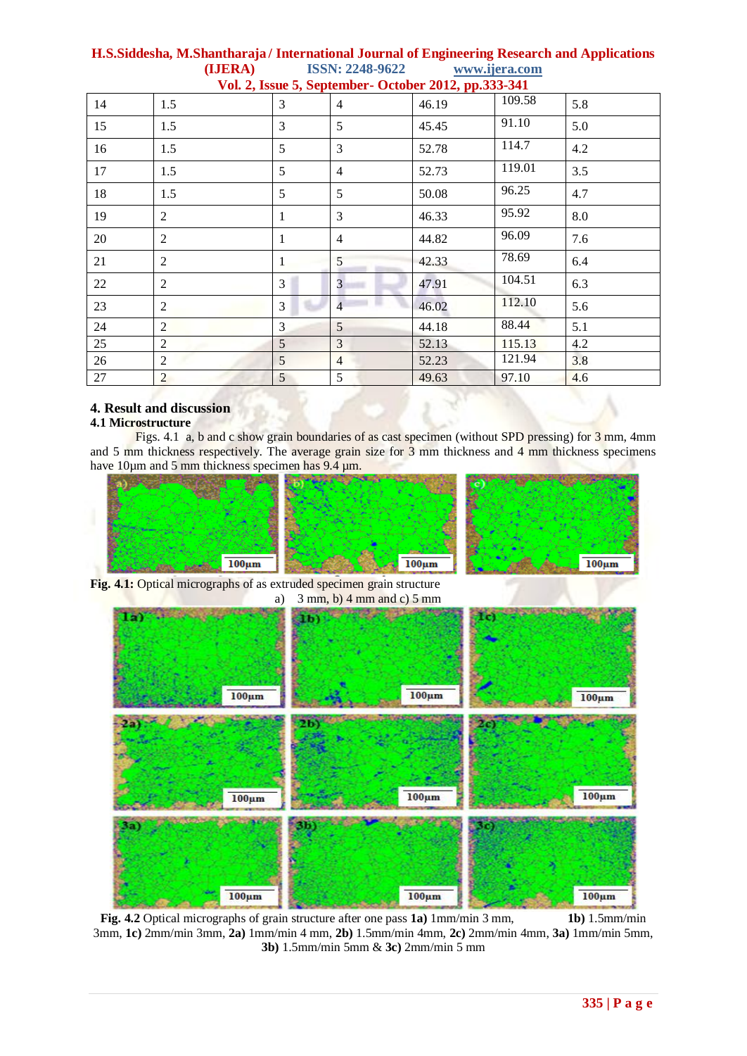| 14 | 1.5 | 3 | 4 | 46.19 | 109.58 | 5.8 |
|---|---|---|---|---|---|---|
| 15 | 1.5 | 3 | 5 | 45.45 | 91.10 | 5.0 |
| 16 | 1.5 | 5 | 3 | 52.78 | 114.7 | 4.2 |
| 17 | 1.5 | 5 | 4 | 52.73 | 119.01 | 3.5 |
| 18 | 1.5 | 5 | 5 | 50.08 | 96.25 | 4.7 |
| 19 | 2 | 1 | 3 | 46.33 | 95.92 | 8.0 |
| 20 | 2 | 1 | 4 | 44.82 | 96.09 | 7.6 |
| 21 | 2 | 1 | 5 | 42.33 | 78.69 | 6.4 |
| 22 | 2 | 3 | 3 | 47.91 | 104.51 | 6.3 |
| 23 | 2 | 3 | 4 | 46.02 | 112.10 | 5.6 |
| 24 | 2 | 3 | 5 | 44.18 | 88.44 | 5.1 |
| 25 | 2 | 5 | 3 | 52.13 | 115.13 | 4.2 |
| 26 | 2 | 5 | 4 | 52.23 | 121.94 | 3.8 |
| 27 | 2 | 5 | 5 | 49.63 | 97.10 | 4.6 |

## 4. Result and discussion

### 4.1 Microstructure

Figs. 4.1 a, b and c show grain boundaries of as cast specimen (without SPD pressing) for 3 mm, 4mm and 5 mm thickness respectively. The average grain size for 3 mm thickness and 4 mm thickness specimens have 10µm and 5 mm thickness specimen has 9.4 µm.

**Fig. 4.1:** Optical micrographs of as extruded specimen grain structure
a) 3 mm, b) 4 mm and c) 5 mm

**Fig. 4.2** Optical micrographs of grain structure after one pass **1a)** 1mm/min 3 mm, **1b)** 1.5mm/min 3mm, **1c)** 2mm/min 3mm, **2a)** 1mm/min 4 mm, **2b)** 1.5mm/min 4mm, **2c)** 2mm/min 4mm, **3a)** 1mm/min 5mm, **3b)** 1.5mm/min 5mm & **3c)** 2mm/min 5 mm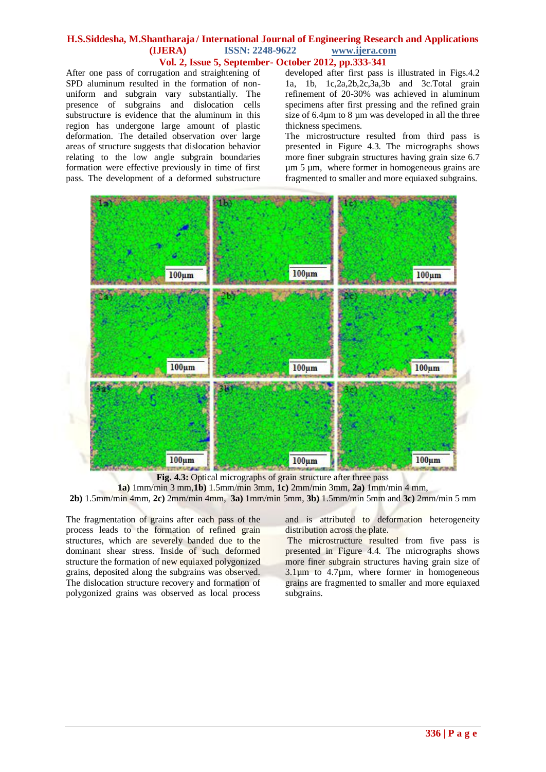After one pass of corrugation and straightening of SPD aluminum resulted in the formation of non-uniform and subgrain vary substantially. The presence of subgrains and dislocation cells substructure is evidence that the aluminum in this region has undergone large amount of plastic deformation. The detailed observation over large areas of structure suggests that dislocation behavior relating to the low angle subgrain boundaries formation were effective previously in time of first pass. The development of a deformed substructure developed after first pass is illustrated in Figs.4.2 1a, 1b, 1c,2a,2b,2c,3a,3b and 3c.Total grain refinement of 20-30% was achieved in aluminum specimens after first pressing and the refined grain size of 6.4µm to 8 µm was developed in all the three thickness specimens.

The microstructure resulted from third pass is presented in Figure 4.3. The micrographs shows more finer subgrain structures having grain size 6.7 µm 5 µm, where former in homogeneous grains are fragmented to smaller and more equiaxed subgrains.

**Fig. 4.3:** Optical micrographs of grain structure after three pass
**1a)** 1mm/min 3 mm,**1b)** 1.5mm/min 3mm, **1c)** 2mm/min 3mm, **2a)** 1mm/min 4 mm, **2b)** 1.5mm/min 4mm, **2c)** 2mm/min 4mm, **3a)** 1mm/min 5mm, **3b)** 1.5mm/min 5mm and **3c)** 2mm/min 5 mm

The fragmentation of grains after each pass of the process leads to the formation of refined grain structures, which are severely banded due to the dominant shear stress. Inside of such deformed structure the formation of new equiaxed polygonized grains, deposited along the subgrains was observed. The dislocation structure recovery and formation of polygonized grains was observed as local process and is attributed to deformation heterogeneity distribution across the plate.

The microstructure resulted from five pass is presented in Figure 4.4. The micrographs shows more finer subgrain structures having grain size of 3.1µm to 4.7µm, where former in homogeneous grains are fragmented to smaller and more equiaxed subgrains.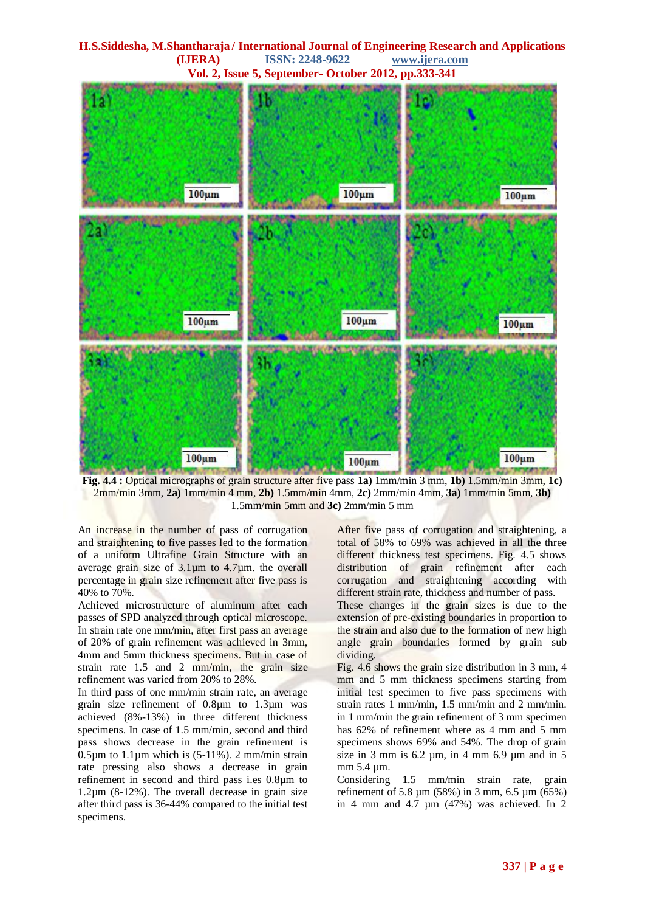**Fig. 4.4 :** Optical micrographs of grain structure after five pass **1a)** 1mm/min 3 mm, **1b)** 1.5mm/min 3mm, **1c)** 2mm/min 3mm, **2a)** 1mm/min 4 mm, **2b)** 1.5mm/min 4mm, **2c)** 2mm/min 4mm, **3a)** 1mm/min 5mm, **3b)** 1.5mm/min 5mm and **3c)** 2mm/min 5 mm

An increase in the number of pass of corrugation and straightening to five passes led to the formation of a uniform Ultrafine Grain Structure with an average grain size of 3.1µm to 4.7µm. the overall percentage in grain size refinement after five pass is 40% to 70%.

Achieved microstructure of aluminum after each passes of SPD analyzed through optical microscope. In strain rate one mm/min, after first pass an average of 20% of grain refinement was achieved in 3mm, 4mm and 5mm thickness specimens. But in case of strain rate 1.5 and 2 mm/min, the grain size refinement was varied from 20% to 28%.

In third pass of one mm/min strain rate, an average grain size refinement of 0.8µm to 1.3µm was achieved (8%-13%) in three different thickness specimens. In case of 1.5 mm/min, second and third pass shows decrease in the grain refinement is 0.5µm to 1.1µm which is (5-11%). 2 mm/min strain rate pressing also shows a decrease in grain refinement in second and third pass i.es 0.8µm to 1.2µm (8-12%). The overall decrease in grain size after third pass is 36-44% compared to the initial test specimens.

After five pass of corrugation and straightening, a total of 58% to 69% was achieved in all the three different thickness test specimens. Fig. 4.5 shows distribution of grain refinement after each corrugation and straightening according with different strain rate, thickness and number of pass.

These changes in the grain sizes is due to the extension of pre-existing boundaries in proportion to the strain and also due to the formation of new high angle grain boundaries formed by grain sub dividing.

Fig. 4.6 shows the grain size distribution in 3 mm, 4 mm and 5 mm thickness specimens starting from initial test specimen to five pass specimens with strain rates 1 mm/min, 1.5 mm/min and 2 mm/min. in 1 mm/min the grain refinement of 3 mm specimen has 62% of refinement where as 4 mm and 5 mm specimens shows 69% and 54%. The drop of grain size in 3 mm is 6.2 µm, in 4 mm 6.9 µm and in 5 mm 5.4 µm.

Considering 1.5 mm/min strain rate, grain refinement of 5.8 µm (58%) in 3 mm, 6.5 µm (65%) in 4 mm and 4.7 µm (47%) was achieved. In 2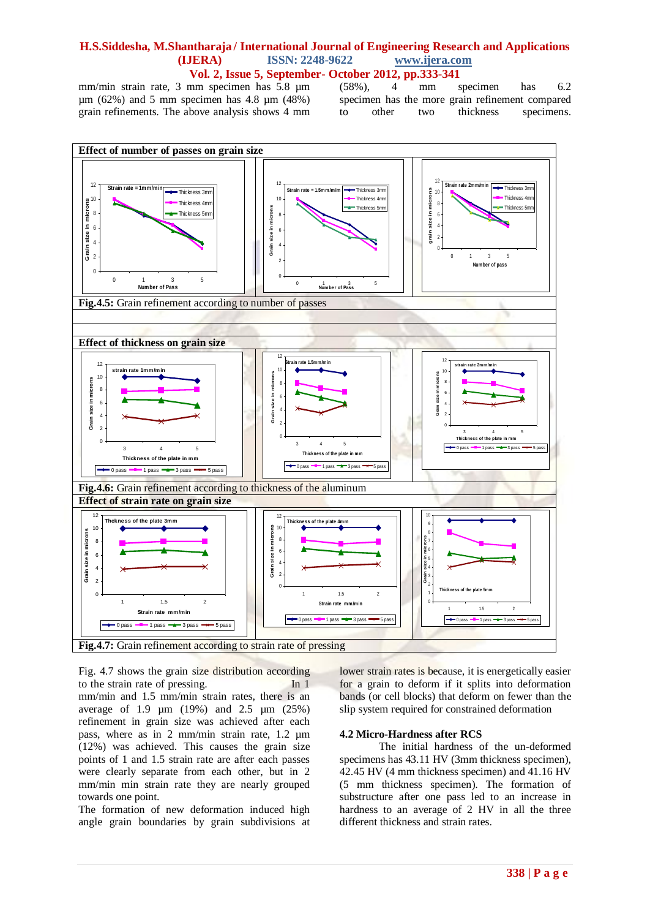mm/min strain rate, 3 mm specimen has 5.8 µm (58%), 4 mm specimen has 6.2 µm (62%) and 5 mm specimen has 4.8 µm (48%) grain refinements. The above analysis shows 4 mm specimen has the more grain refinement compared to other two thickness specimens.

**Effect of number of passes on grain size**

**Fig.4.5:** Grain refinement according to number of passes

**Effect of thickness on grain size**

**Fig.4.6:** Grain refinement according to thickness of the aluminum

**Effect of strain rate on grain size**

**Fig.4.7:** Grain refinement according to strain rate of pressing

Fig. 4.7 shows the grain size distribution according to the strain rate of pressing. In 1 mm/min and 1.5 mm/min strain rates, there is an average of 1.9 µm (19%) and 2.5 µm (25%) refinement in grain size was achieved after each pass, where as in 2 mm/min strain rate, 1.2 µm (12%) was achieved. This causes the grain size points of 1 and 1.5 strain rate are after each passes were clearly separate from each other, but in 2 mm/min min strain rate they are nearly grouped towards one point.

The formation of new deformation induced high angle grain boundaries by grain subdivisions at lower strain rates is because, it is energetically easier for a grain to deform if it splits into deformation bands (or cell blocks) that deform on fewer than the slip system required for constrained deformation

### 4.2 Micro-Hardness after RCS

The initial hardness of the un-deformed specimens has 43.11 HV (3mm thickness specimen), 42.45 HV (4 mm thickness specimen) and 41.16 HV (5 mm thickness specimen). The formation of substructure after one pass led to an increase in hardness to an average of 2 HV in all the three different thickness and strain rates.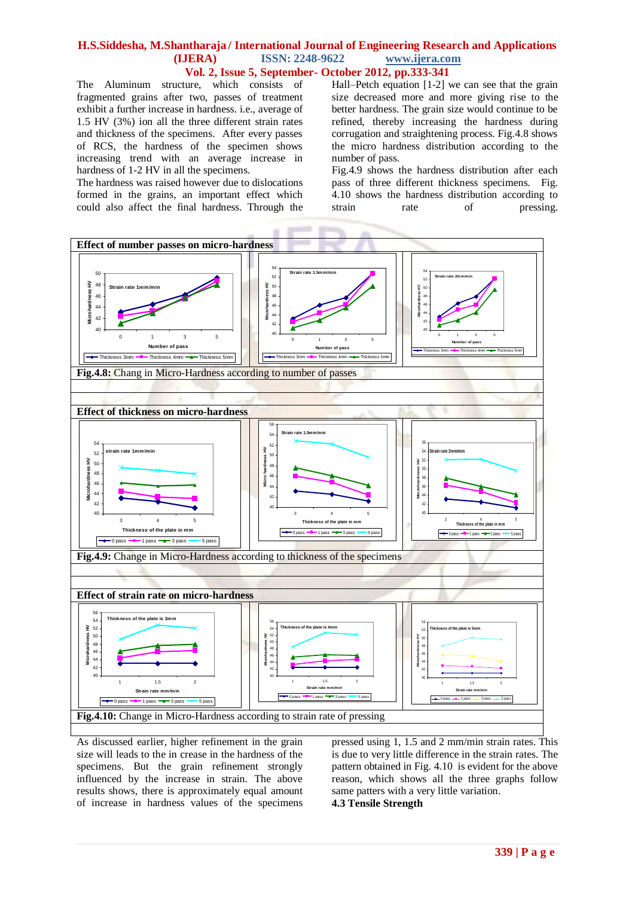The Aluminum structure, which consists of fragmented grains after two, passes of treatment exhibit a further increase in hardness. i.e., average of 1.5 HV (3%) ion all the three different strain rates and thickness of the specimens. After every passes of RCS, the hardness of the specimen shows increasing trend with an average increase in hardness of 1-2 HV in all the specimens.

The hardness was raised however due to dislocations formed in the grains, an important effect which could also affect the final hardness. Through the Hall–Petch equation [1-2] we can see that the grain size decreased more and more giving rise to the better hardness. The grain size would continue to be refined, thereby increasing the hardness during corrugation and straightening process. Fig.4.8 shows the micro hardness distribution according to the number of pass.

Fig.4.9 shows the hardness distribution after each pass of three different thickness specimens. Fig. 4.10 shows the hardness distribution according to strain rate of pressing.

**Effect of number passes on micro-hardness**

**Fig.4.8:** Chang in Micro-Hardness according to number of passes

**Effect of thickness on micro-hardness**

**Fig.4.9:** Change in Micro-Hardness according to thickness of the specimens

**Effect of strain rate on micro-hardness**

**Fig.4.10:** Change in Micro-Hardness according to strain rate of pressing

As discussed earlier, higher refinement in the grain size will leads to the in crease in the hardness of the specimens. But the grain refinement strongly influenced by the increase in strain. The above results shows, there is approximately equal amount of increase in hardness values of the specimens pressed using 1, 1.5 and 2 mm/min strain rates. This is due to very little difference in the strain rates. The pattern obtained in Fig. 4.10 is evident for the above reason, which shows all the three graphs follow same patters with a very little variation.

### 4.3 Tensile Strength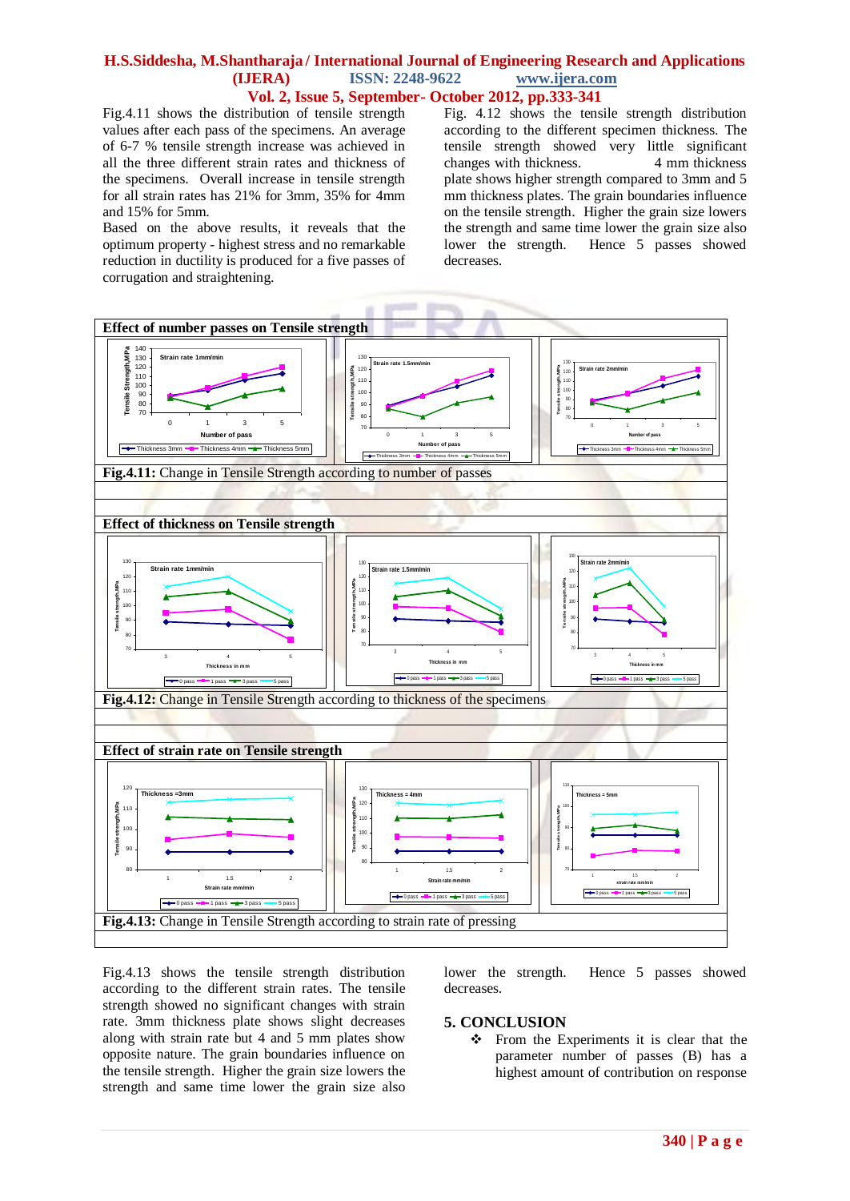Fig.4.11 shows the distribution of tensile strength values after each pass of the specimens. An average of 6-7 % tensile strength increase was achieved in all the three different strain rates and thickness of the specimens. Overall increase in tensile strength for all strain rates has 21% for 3mm, 35% for 4mm and 15% for 5mm.

Based on the above results, it reveals that the optimum property - highest stress and no remarkable reduction in ductility is produced for a five passes of corrugation and straightening.

Fig. 4.12 shows the tensile strength distribution according to the different specimen thickness. The tensile strength showed very little significant changes with thickness. 4 mm thickness plate shows higher strength compared to 3mm and 5 mm thickness plates. The grain boundaries influence on the tensile strength. Higher the grain size lowers the strength and same time lower the grain size also lower the strength. Hence 5 passes showed decreases.

**Effect of number passes on Tensile strength**

**Fig.4.11:** Change in Tensile Strength according to number of passes

**Effect of thickness on Tensile strength**

**Fig.4.12:** Change in Tensile Strength according to thickness of the specimens

**Effect of strain rate on Tensile strength**

**Fig.4.13:** Change in Tensile Strength according to strain rate of pressing

Fig.4.13 shows the tensile strength distribution according to the different strain rates. The tensile strength showed no significant changes with strain rate. 3mm thickness plate shows slight decreases along with strain rate but 4 and 5 mm plates show opposite nature. The grain boundaries influence on the tensile strength. Higher the grain size lowers the strength and same time lower the grain size also lower the strength. Hence 5 passes showed decreases.

## 5. CONCLUSION

- From the Experiments it is clear that the parameter number of passes (B) has a highest amount of contribution on response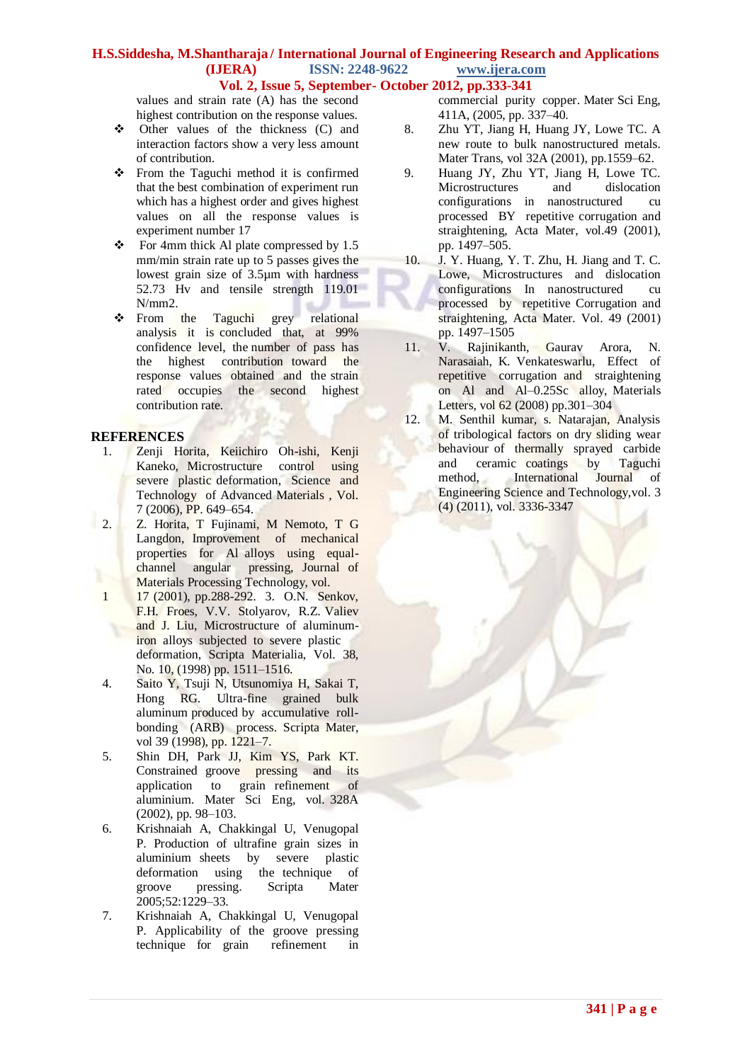values and strain rate (A) has the second highest contribution on the response values.

- Other values of the thickness (C) and interaction factors show a very less amount of contribution.
- From the Taguchi method it is confirmed that the best combination of experiment run which has a highest order and gives highest values on all the response values is experiment number 17
- For 4mm thick Al plate compressed by 1.5 mm/min strain rate up to 5 passes gives the lowest grain size of 3.5µm with hardness 52.73 Hv and tensile strength 119.01 N/mm2.
- From the Taguchi grey relational analysis it is concluded that, at 99% confidence level, the number of pass has the highest contribution toward the response values obtained and the strain rated occupies the second highest contribution rate.

## REFERENCES

1. Zenji Horita, Keiichiro Oh-ishi, Kenji Kaneko, Microstructure control using severe plastic deformation, Science and Technology of Advanced Materials , Vol. 7 (2006), PP. 649–654.
2. Z. Horita, T Fujinami, M Nemoto, T G Langdon, Improvement of mechanical properties for Al alloys using equal-channel angular pressing, Journal of Materials Processing Technology, vol.

1 17 (2001), pp.288-292. 3. O.N. Senkov, F.H. Froes, V.V. Stolyarov, R.Z. Valiev and J. Liu, Microstructure of aluminum-iron alloys subjected to severe plastic deformation, Scripta Materialia, Vol. 38, No. 10, (1998) pp. 1511–1516.

4. Saito Y, Tsuji N, Utsunomiya H, Sakai T, Hong RG. Ultra-fine grained bulk aluminum produced by accumulative roll-bonding (ARB) process. Scripta Mater, vol 39 (1998), pp. 1221–7.
5. Shin DH, Park JJ, Kim YS, Park KT. Constrained groove pressing and its application to grain refinement of aluminium. Mater Sci Eng, vol. 328A (2002), pp. 98–103.
6. Krishnaiah A, Chakkingal U, Venugopal P. Production of ultrafine grain sizes in aluminium sheets by severe plastic deformation using the technique of groove pressing. Scripta Mater 2005;52:1229–33.
7. Krishnaiah A, Chakkingal U, Venugopal P. Applicability of the groove pressing technique for grain refinement in commercial purity copper. Mater Sci Eng, 411A, (2005, pp. 337–40.
8. Zhu YT, Jiang H, Huang JY, Lowe TC. A new route to bulk nanostructured metals. Mater Trans, vol 32A (2001), pp.1559–62.
9. Huang JY, Zhu YT, Jiang H, Lowe TC. Microstructures and dislocation configurations in nanostructured cu processed BY repetitive corrugation and straightening, Acta Mater, vol.49 (2001), pp. 1497–505.
10. J. Y. Huang, Y. T. Zhu, H. Jiang and T. C. Lowe, Microstructures and dislocation configurations In nanostructured cu processed by repetitive Corrugation and straightening, Acta Mater. Vol. 49 (2001) pp. 1497–1505
11. V. Rajinikanth, Gaurav Arora, N. Narasaiah, K. Venkateswarlu, Effect of repetitive corrugation and straightening on Al and Al–0.25Sc alloy, Materials Letters, vol 62 (2008) pp.301–304
12. M. Senthil kumar, s. Natarajan, Analysis of tribological factors on dry sliding wear behaviour of thermally sprayed carbide and ceramic coatings by Taguchi method, International Journal of Engineering Science and Technology,vol. 3 (4) (2011), vol. 3336-3347